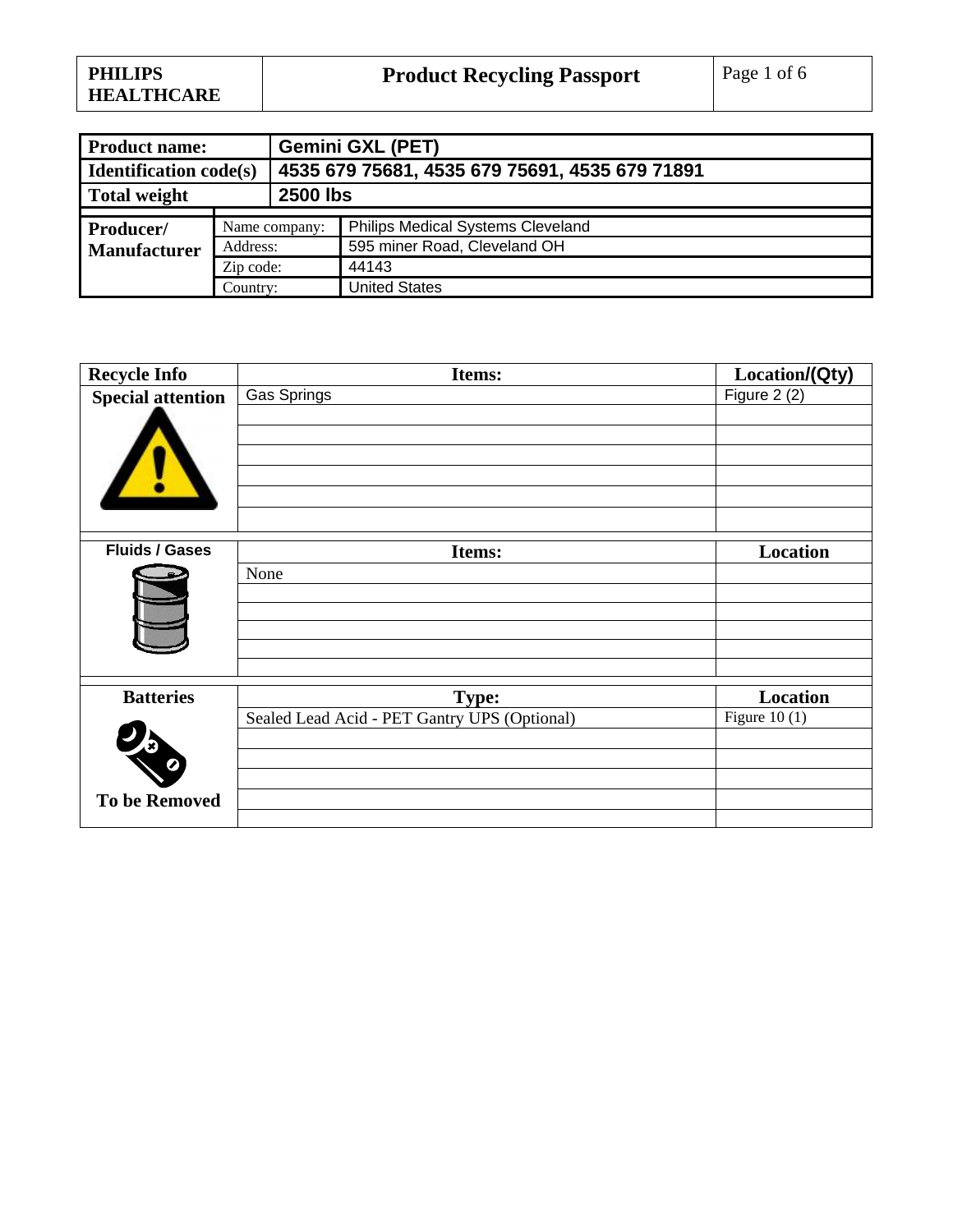| | |
|---|---|
| **PHILIPS HEALTHCARE** | **Product Recycling Passport** |

| | |
|---|---|
| **Product name:** | **Gemini GXL (PET)** |
| **Identification code(s)** | **4535 679 75681, 4535 679 75691, 4535 679 71891** |
| **Total weight** | **2500 lbs** |

| | | |
|---|---|---|
| **Producer/ Manufacturer** | Name company: | Philips Medical Systems Cleveland |
| | Address: | 595 miner Road, Cleveland OH |
| | Zip code: | 44143 |
| | Country: | United States |

| **Recycle Info** | **Items:** | **Location/(Qty)** |
|---|---|---|
| **Special attention** | Gas Springs | Figure 2 (2) |

| **Fluids / Gases** | **Items:** | **Location** |
|---|---|---|
| | None | |

| **Batteries** | **Type:** | **Location** |
|---|---|---|
| **To be Removed** | Sealed Lead Acid - PET Gantry UPS (Optional) | Figure 10 (1) |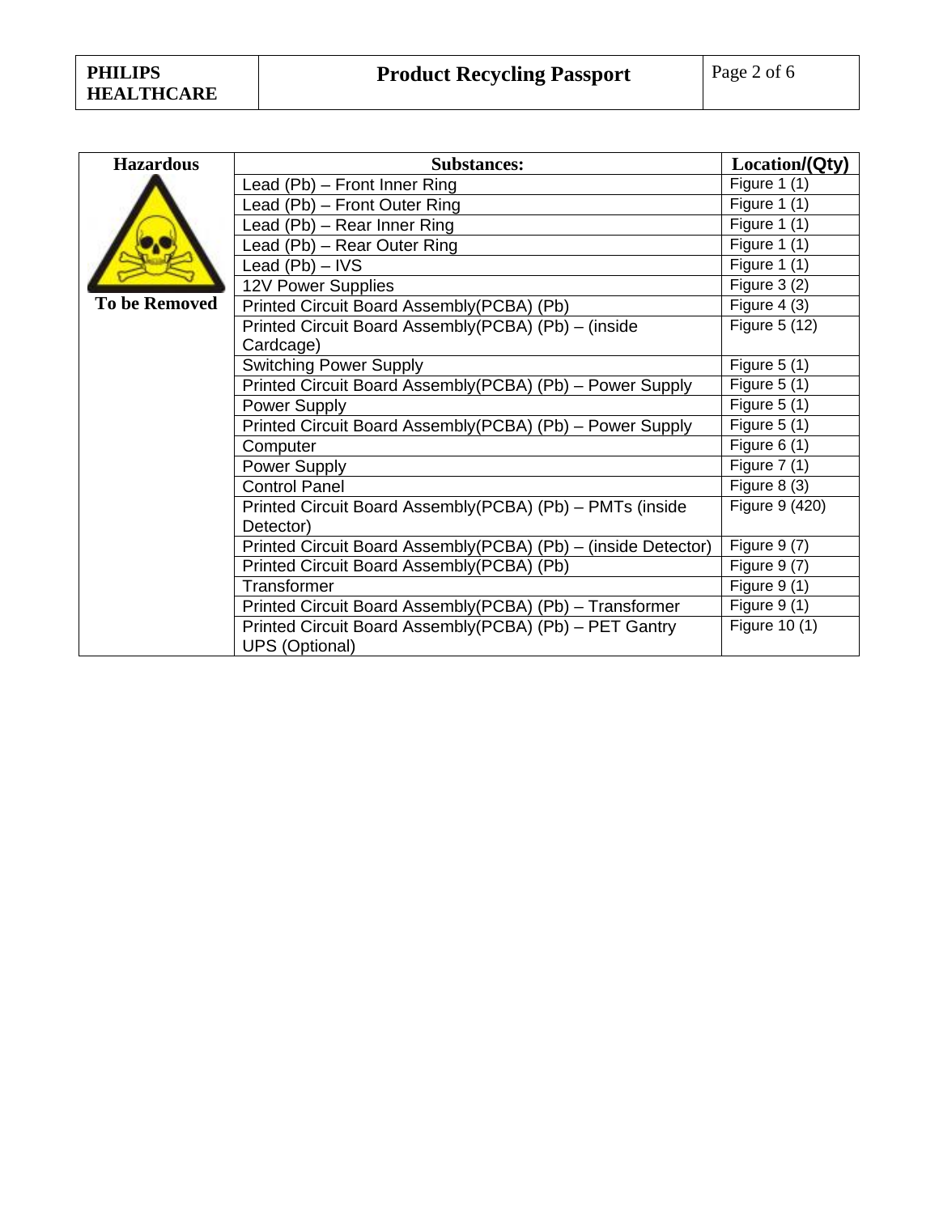| Hazardous | Substances: | Location/(Qty) |
|---|---|---|
| To be Removed | Lead (Pb) – Front Inner Ring | Figure 1 (1) |
| | Lead (Pb) – Front Outer Ring | Figure 1 (1) |
| | Lead (Pb) – Rear Inner Ring | Figure 1 (1) |
| | Lead (Pb) – Rear Outer Ring | Figure 1 (1) |
| | Lead (Pb) – IVS | Figure 1 (1) |
| | 12V Power Supplies | Figure 3 (2) |
| | Printed Circuit Board Assembly(PCBA) (Pb) | Figure 4 (3) |
| | Printed Circuit Board Assembly(PCBA) (Pb) – (inside Cardcage) | Figure 5 (12) |
| | Switching Power Supply | Figure 5 (1) |
| | Printed Circuit Board Assembly(PCBA) (Pb) – Power Supply | Figure 5 (1) |
| | Power Supply | Figure 5 (1) |
| | Printed Circuit Board Assembly(PCBA) (Pb) – Power Supply | Figure 5 (1) |
| | Computer | Figure 6 (1) |
| | Power Supply | Figure 7 (1) |
| | Control Panel | Figure 8 (3) |
| | Printed Circuit Board Assembly(PCBA) (Pb) – PMTs (inside Detector) | Figure 9 (420) |
| | Printed Circuit Board Assembly(PCBA) (Pb) – (inside Detector) | Figure 9 (7) |
| | Printed Circuit Board Assembly(PCBA) (Pb) | Figure 9 (7) |
| | Transformer | Figure 9 (1) |
| | Printed Circuit Board Assembly(PCBA) (Pb) – Transformer | Figure 9 (1) |
| | Printed Circuit Board Assembly(PCBA) (Pb) – PET Gantry UPS (Optional) | Figure 10 (1) |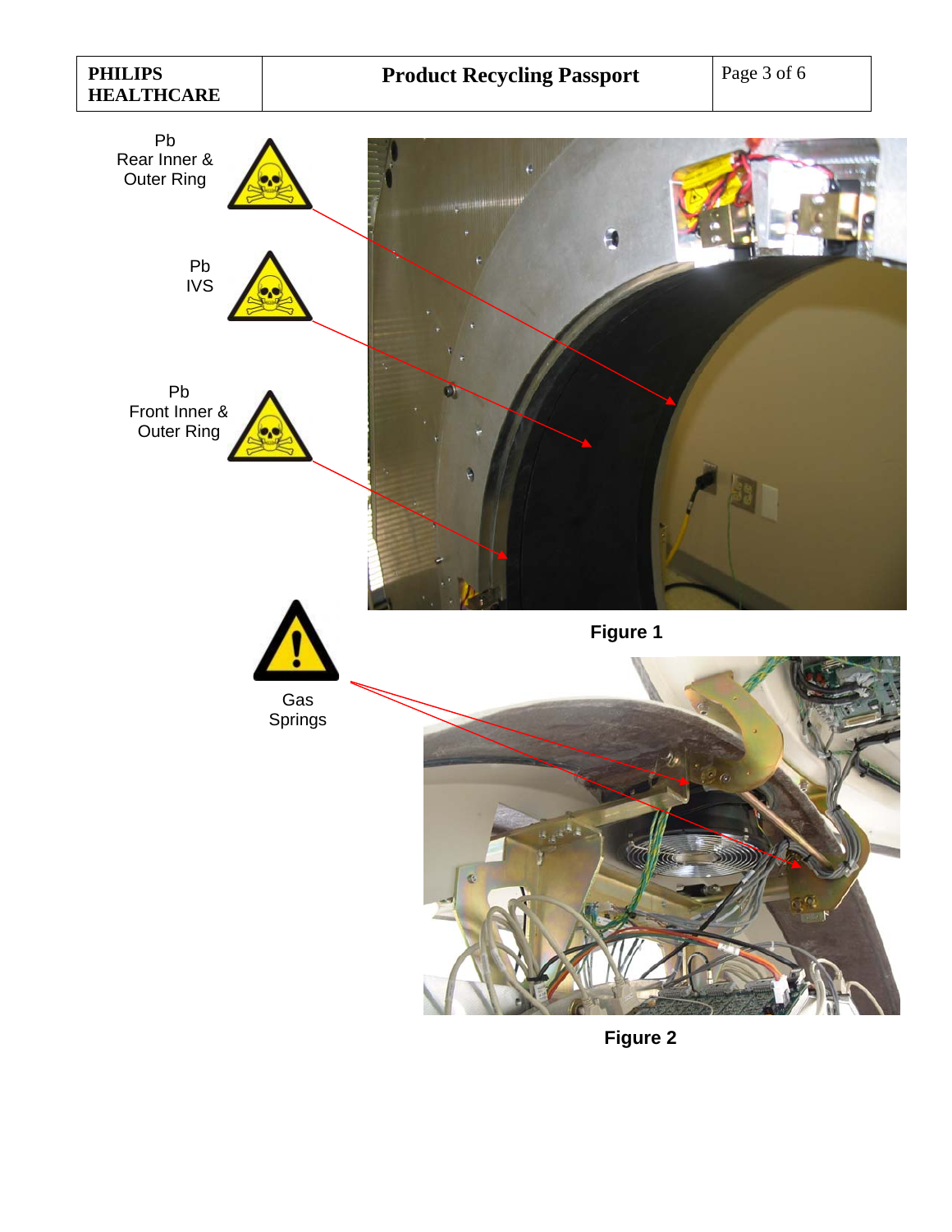Pb
Rear Inner &
Outer Ring

Pb
IVS

Pb
Front Inner &
Outer Ring

**Figure 1**

Gas
Springs

**Figure 2**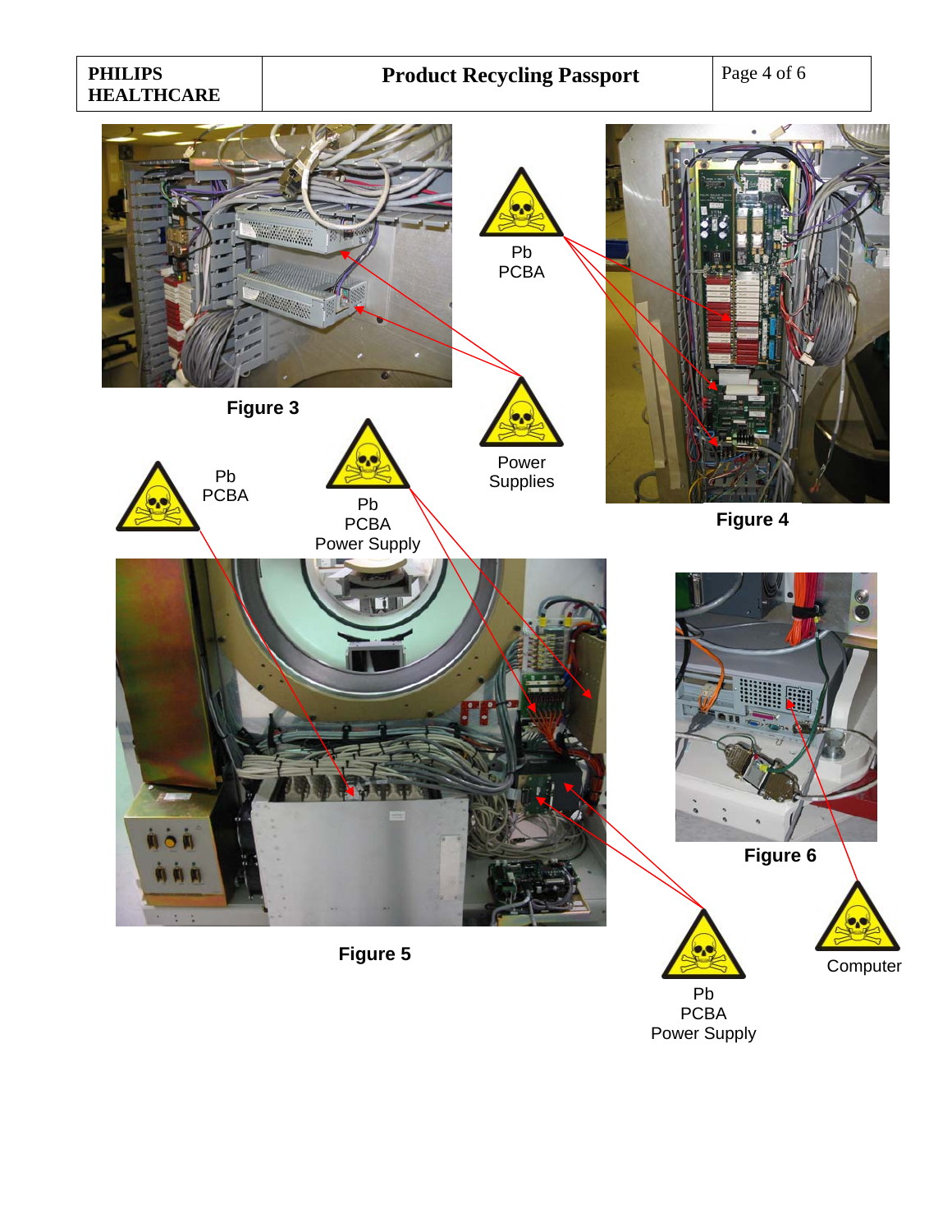Pb
PCBA

Figure 3

Power
Supplies

Figure 4

Pb
PCBA

Pb
PCBA
Power Supply

Figure 5

Figure 6

Computer

Pb
PCBA
Power Supply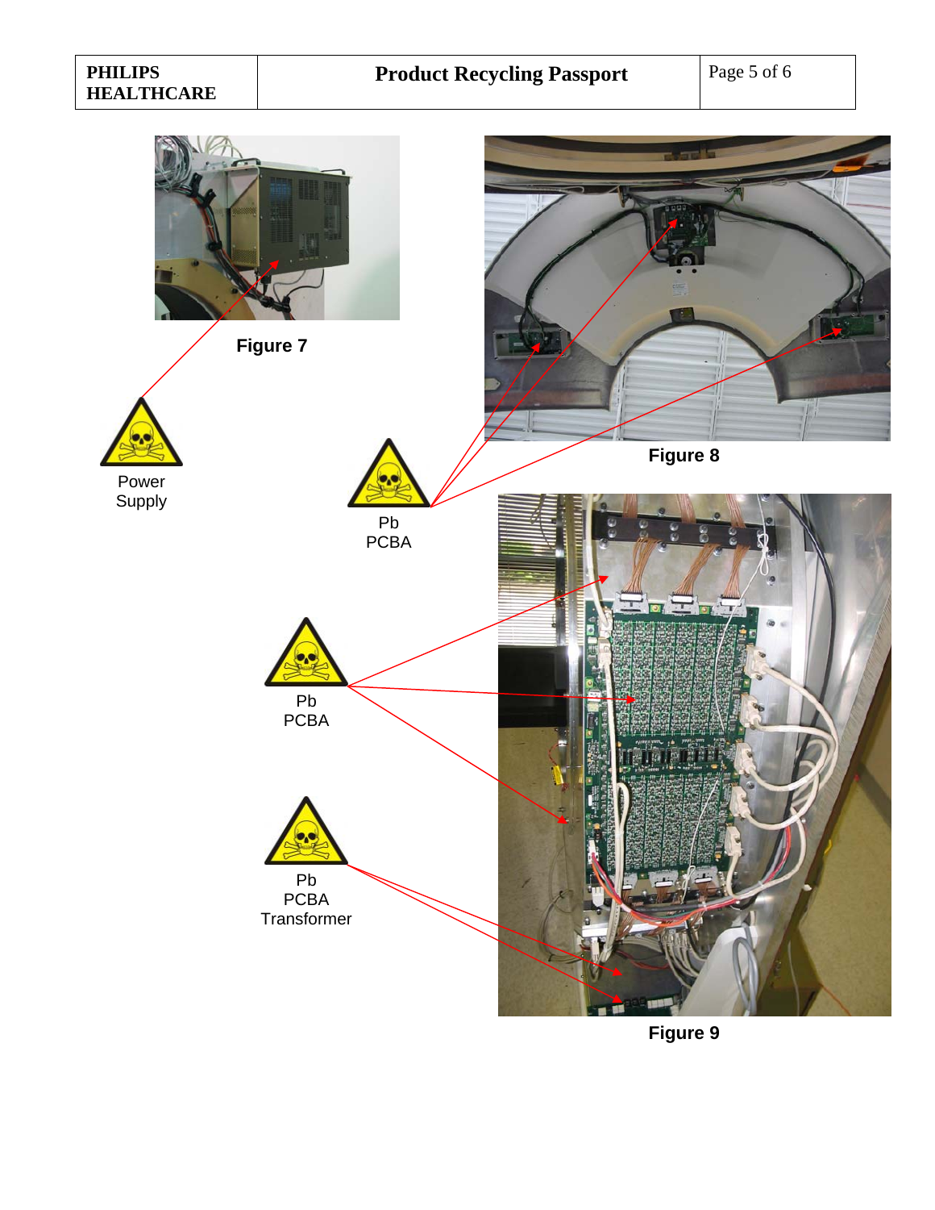Figure 7

Power Supply

Figure 8

Pb PCBA

Pb PCBA

Pb PCBA Transformer

Figure 9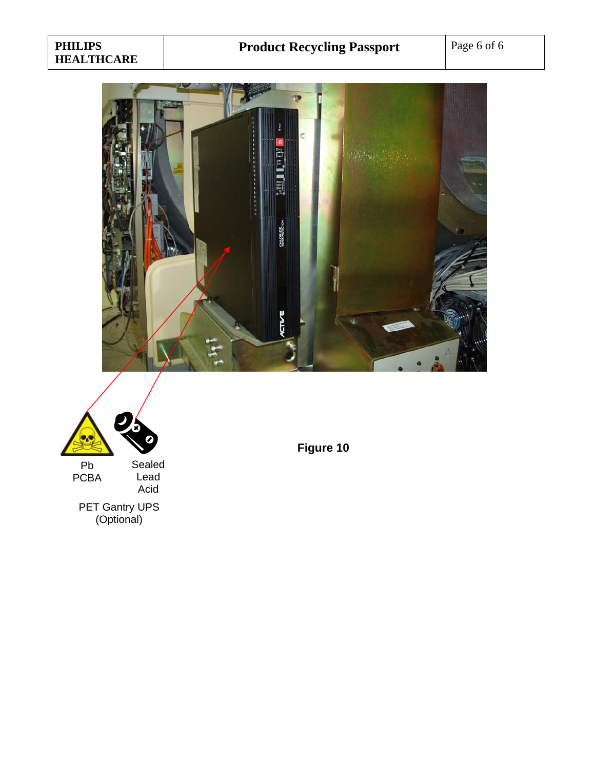Pb
PCBA

Sealed
Lead
Acid

PET Gantry UPS
(Optional)

Figure 10